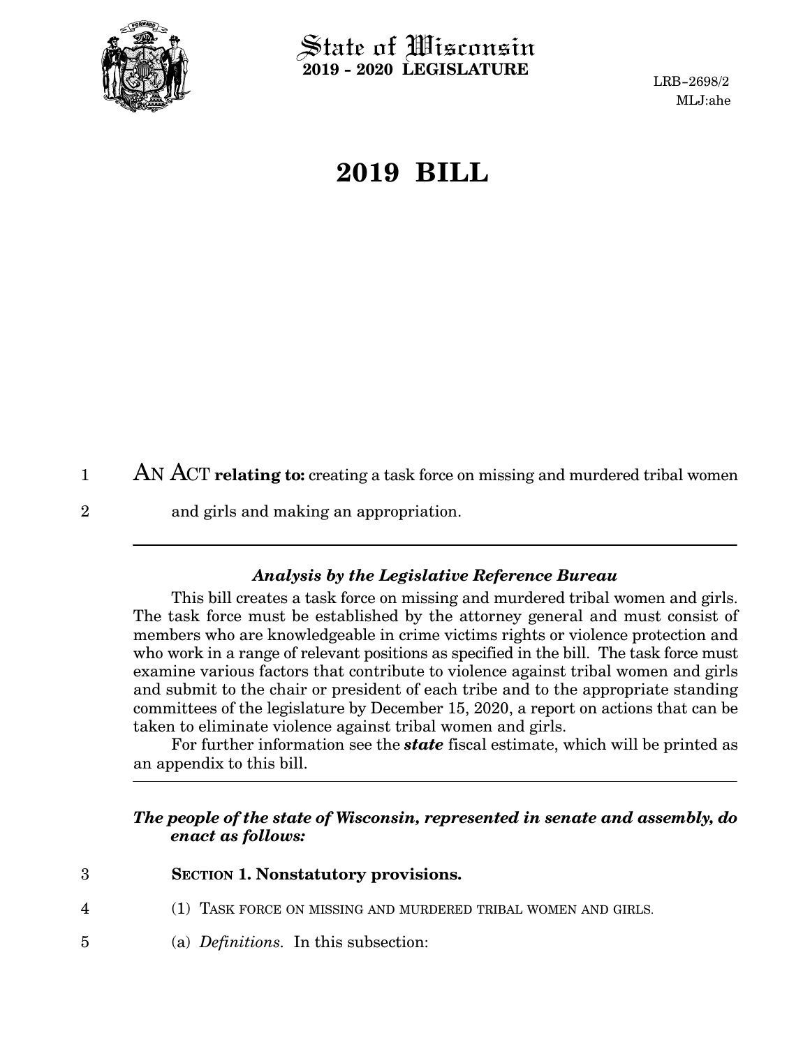State of Wisconsin
**2019 - 2020 LEGISLATURE**

LRB-2698/2
MLJ:ahe

# 2019 BILL

AN ACT **relating to:** creating a task force on missing and murdered tribal women and girls and making an appropriation.

---

### *Analysis by the Legislative Reference Bureau*

This bill creates a task force on missing and murdered tribal women and girls. The task force must be established by the attorney general and must consist of members who are knowledgeable in crime victims rights or violence protection and who work in a range of relevant positions as specified in the bill. The task force must examine various factors that contribute to violence against tribal women and girls and submit to the chair or president of each tribe and to the appropriate standing committees of the legislature by December 15, 2020, a report on actions that can be taken to eliminate violence against tribal women and girls.

For further information see the ***state*** fiscal estimate, which will be printed as an appendix to this bill.

---

***The people of the state of Wisconsin, represented in senate and assembly, do enact as follows:***

**SECTION 1. Nonstatutory provisions.**

(1) TASK FORCE ON MISSING AND MURDERED TRIBAL WOMEN AND GIRLS.

(a) *Definitions.* In this subsection: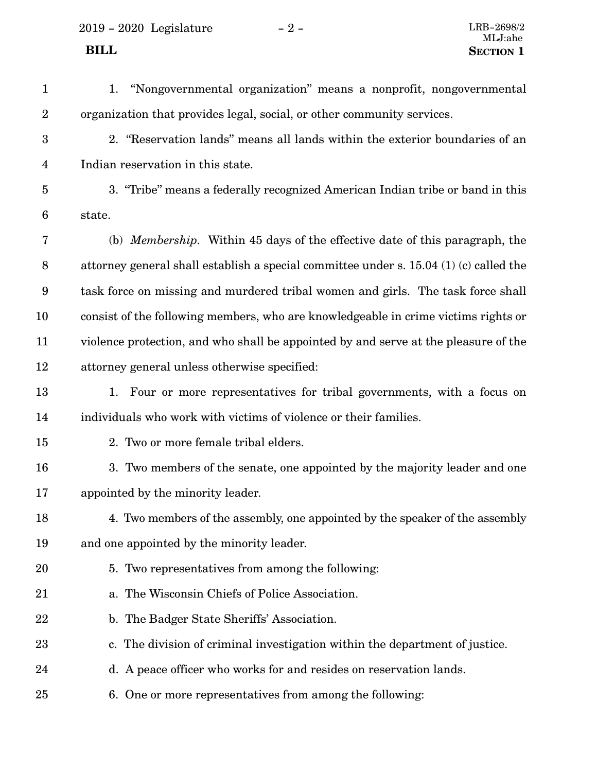1. "Nongovernmental organization" means a nonprofit, nongovernmental organization that provides legal, social, or other community services.

2. "Reservation lands" means all lands within the exterior boundaries of an Indian reservation in this state.

3. "Tribe" means a federally recognized American Indian tribe or band in this state.

(b) *Membership.* Within 45 days of the effective date of this paragraph, the attorney general shall establish a special committee under s. 15.04 (1) (c) called the task force on missing and murdered tribal women and girls. The task force shall consist of the following members, who are knowledgeable in crime victims rights or violence protection, and who shall be appointed by and serve at the pleasure of the attorney general unless otherwise specified:

1. Four or more representatives for tribal governments, with a focus on individuals who work with victims of violence or their families.

2. Two or more female tribal elders.

3. Two members of the senate, one appointed by the majority leader and one appointed by the minority leader.

4. Two members of the assembly, one appointed by the speaker of the assembly and one appointed by the minority leader.

5. Two representatives from among the following:

a. The Wisconsin Chiefs of Police Association.

b. The Badger State Sheriffs' Association.

c. The division of criminal investigation within the department of justice.

d. A peace officer who works for and resides on reservation lands.

6. One or more representatives from among the following: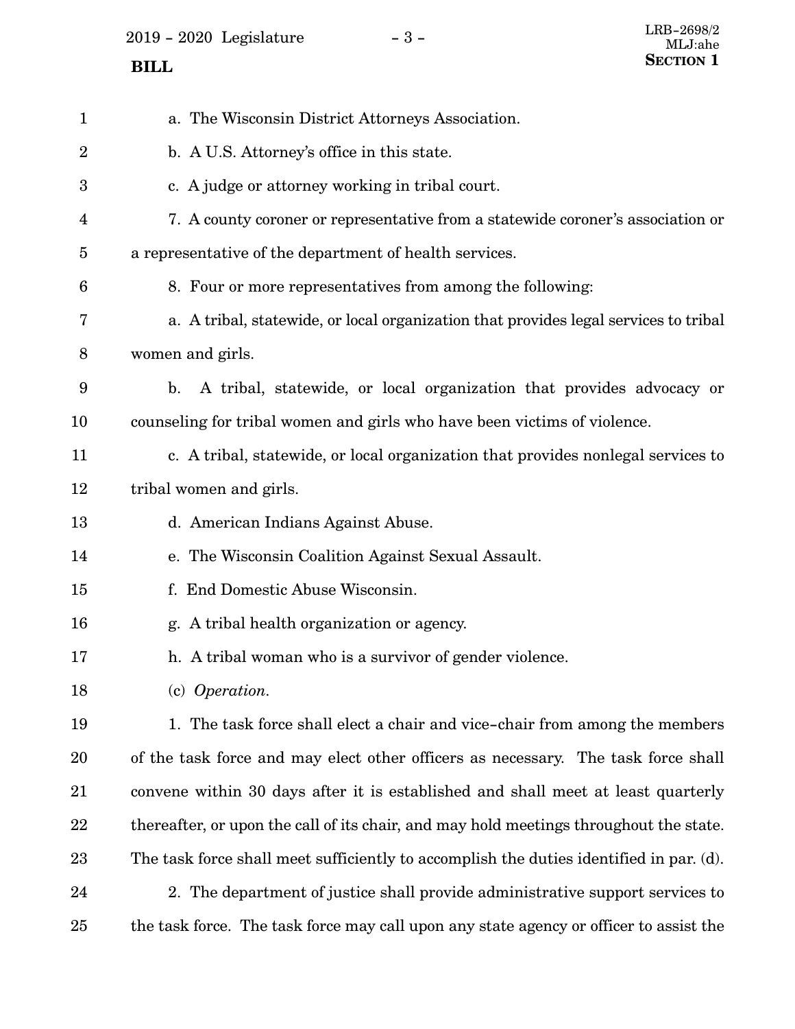a. The Wisconsin District Attorneys Association.

b. A U.S. Attorney's office in this state.

c. A judge or attorney working in tribal court.

7. A county coroner or representative from a statewide coroner's association or a representative of the department of health services.

8. Four or more representatives from among the following:

a. A tribal, statewide, or local organization that provides legal services to tribal women and girls.

b. A tribal, statewide, or local organization that provides advocacy or counseling for tribal women and girls who have been victims of violence.

c. A tribal, statewide, or local organization that provides nonlegal services to tribal women and girls.

d. American Indians Against Abuse.

e. The Wisconsin Coalition Against Sexual Assault.

f. End Domestic Abuse Wisconsin.

g. A tribal health organization or agency.

h. A tribal woman who is a survivor of gender violence.

(c) *Operation.*

1. The task force shall elect a chair and vice-chair from among the members of the task force and may elect other officers as necessary. The task force shall convene within 30 days after it is established and shall meet at least quarterly thereafter, or upon the call of its chair, and may hold meetings throughout the state. The task force shall meet sufficiently to accomplish the duties identified in par. (d).

2. The department of justice shall provide administrative support services to the task force. The task force may call upon any state agency or officer to assist the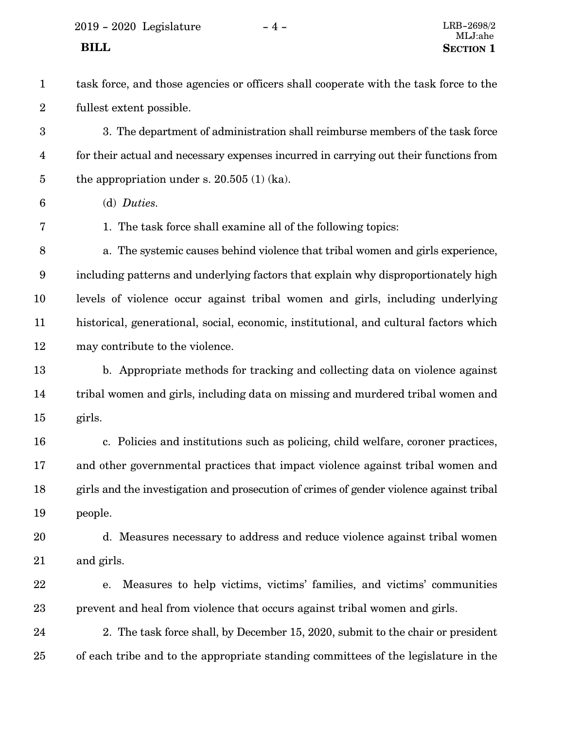task force, and those agencies or officers shall cooperate with the task force to the fullest extent possible.

3. The department of administration shall reimburse members of the task force for their actual and necessary expenses incurred in carrying out their functions from the appropriation under s. 20.505 (1) (ka).

(d) *Duties.*

1. The task force shall examine all of the following topics:

a. The systemic causes behind violence that tribal women and girls experience, including patterns and underlying factors that explain why disproportionately high levels of violence occur against tribal women and girls, including underlying historical, generational, social, economic, institutional, and cultural factors which may contribute to the violence.

b. Appropriate methods for tracking and collecting data on violence against tribal women and girls, including data on missing and murdered tribal women and girls.

c. Policies and institutions such as policing, child welfare, coroner practices, and other governmental practices that impact violence against tribal women and girls and the investigation and prosecution of crimes of gender violence against tribal people.

d. Measures necessary to address and reduce violence against tribal women and girls.

e. Measures to help victims, victims' families, and victims' communities prevent and heal from violence that occurs against tribal women and girls.

2. The task force shall, by December 15, 2020, submit to the chair or president of each tribe and to the appropriate standing committees of the legislature in the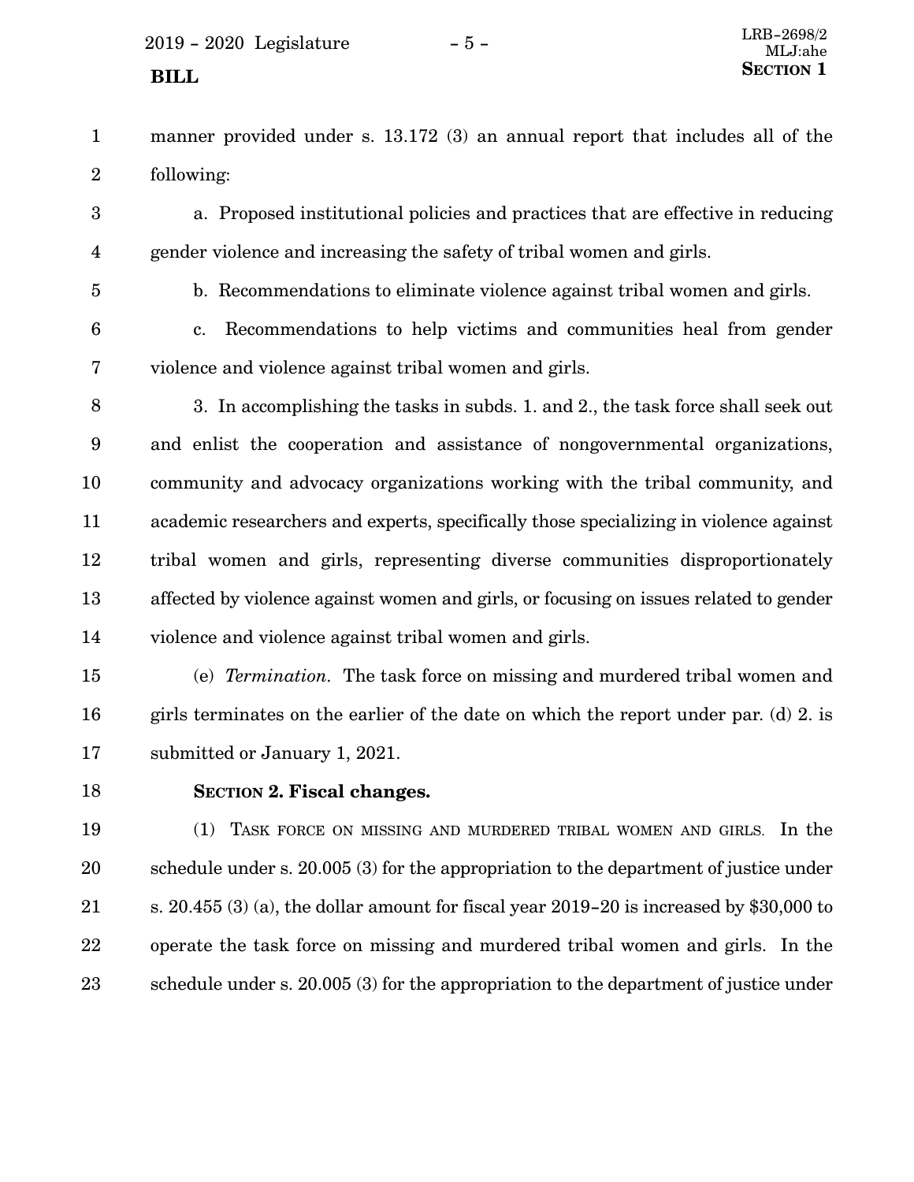manner provided under s. 13.172 (3) an annual report that includes all of the following:

a. Proposed institutional policies and practices that are effective in reducing gender violence and increasing the safety of tribal women and girls.

b. Recommendations to eliminate violence against tribal women and girls.

c. Recommendations to help victims and communities heal from gender violence and violence against tribal women and girls.

3. In accomplishing the tasks in subds. 1. and 2., the task force shall seek out and enlist the cooperation and assistance of nongovernmental organizations, community and advocacy organizations working with the tribal community, and academic researchers and experts, specifically those specializing in violence against tribal women and girls, representing diverse communities disproportionately affected by violence against women and girls, or focusing on issues related to gender violence and violence against tribal women and girls.

(e) *Termination.* The task force on missing and murdered tribal women and girls terminates on the earlier of the date on which the report under par. (d) 2. is submitted or January 1, 2021.

**SECTION 2. Fiscal changes.**

(1) TASK FORCE ON MISSING AND MURDERED TRIBAL WOMEN AND GIRLS. In the schedule under s. 20.005 (3) for the appropriation to the department of justice under s. 20.455 (3) (a), the dollar amount for fiscal year 2019-20 is increased by $30,000 to operate the task force on missing and murdered tribal women and girls. In the schedule under s. 20.005 (3) for the appropriation to the department of justice under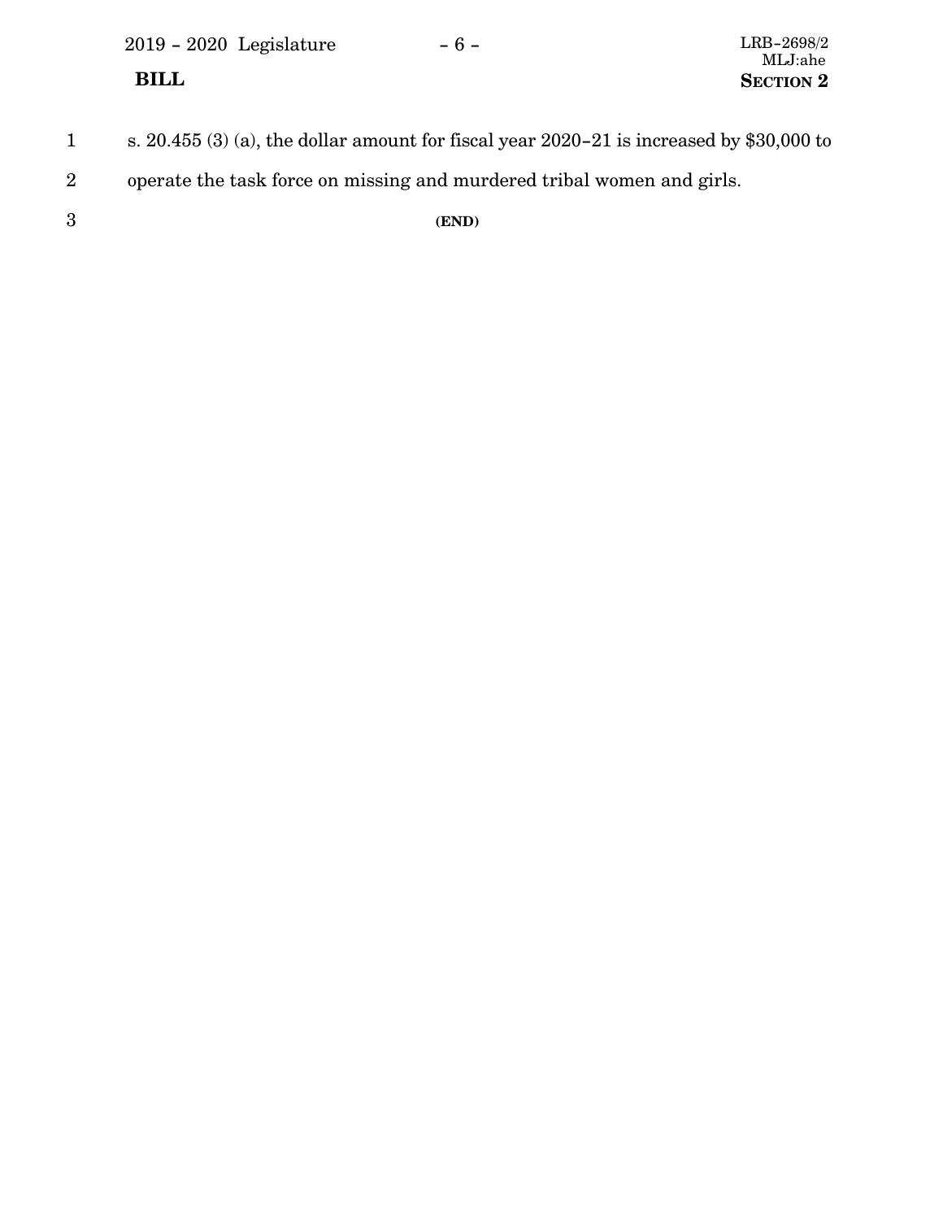s. 20.455 (3) (a), the dollar amount for fiscal year 2020-21 is increased by $30,000 to operate the task force on missing and murdered tribal women and girls.

**(END)**